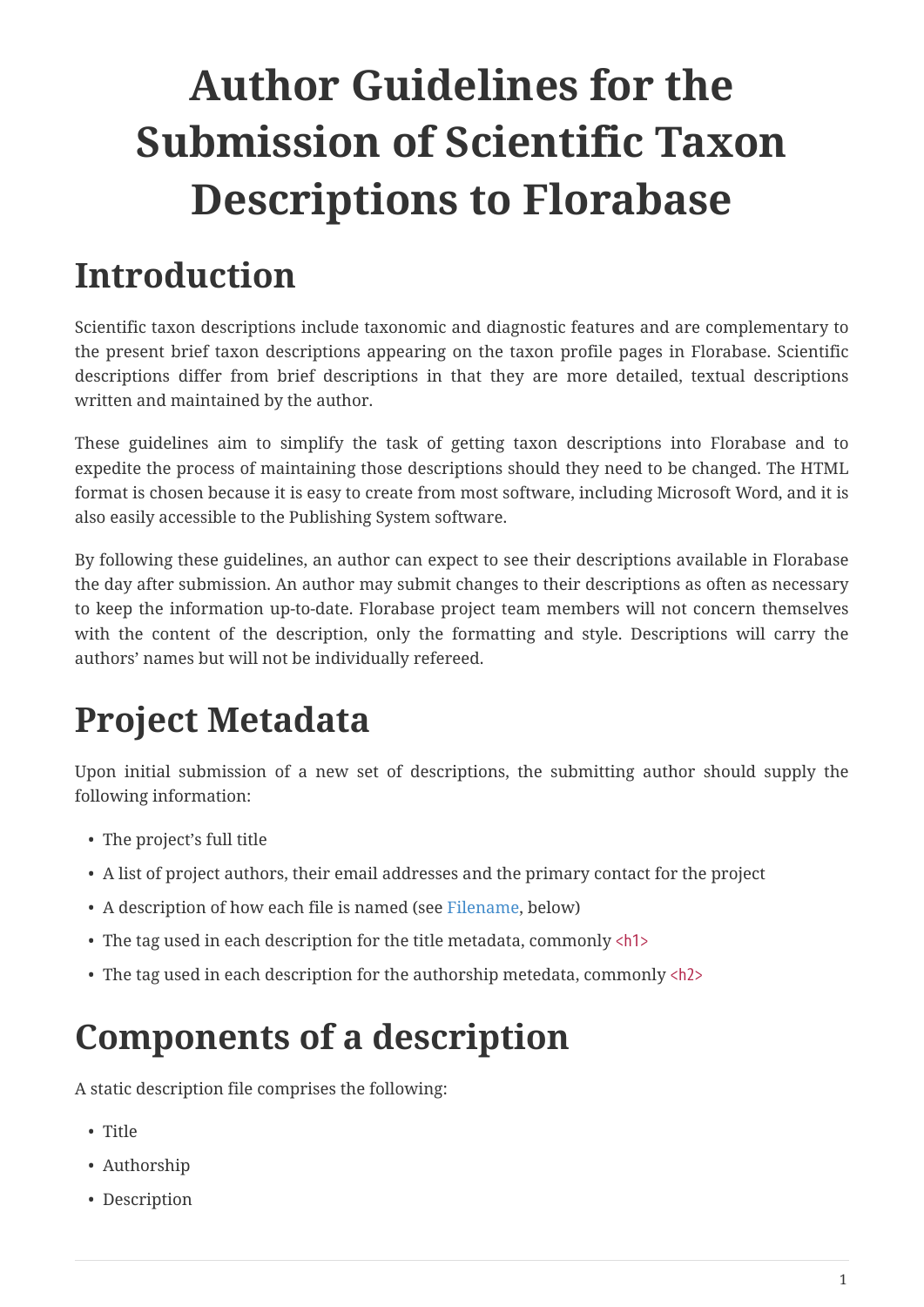# Author Guidelines for the Submission of Scientific Taxon Descriptions to Florabase

## Introduction

Scientific taxon descriptions include taxonomic and diagnostic features and are complementary to the present brief taxon descriptions appearing on the taxon profile pages in Florabase. Scientific descriptions differ from brief descriptions in that they are more detailed, textual descriptions written and maintained by the author.

These guidelines aim to simplify the task of getting taxon descriptions into Florabase and to expedite the process of maintaining those descriptions should they need to be changed. The HTML format is chosen because it is easy to create from most software, including Microsoft Word, and it is also easily accessible to the Publishing System software.

By following these guidelines, an author can expect to see their descriptions available in Florabase the day after submission. An author may submit changes to their descriptions as often as necessary to keep the information up-to-date. Florabase project team members will not concern themselves with the content of the description, only the formatting and style. Descriptions will carry the authors' names but will not be individually refereed.

## Project Metadata

Upon initial submission of a new set of descriptions, the submitting author should supply the following information:

- The project's full title
- A list of project authors, their email addresses and the primary contact for the project
- A description of how each file is named (see Filename, below)
- The tag used in each description for the title metadata, commonly `<h1>`
- The tag used in each description for the authorship metedata, commonly `<h2>`

## Components of a description

A static description file comprises the following:

- Title
- Authorship
- Description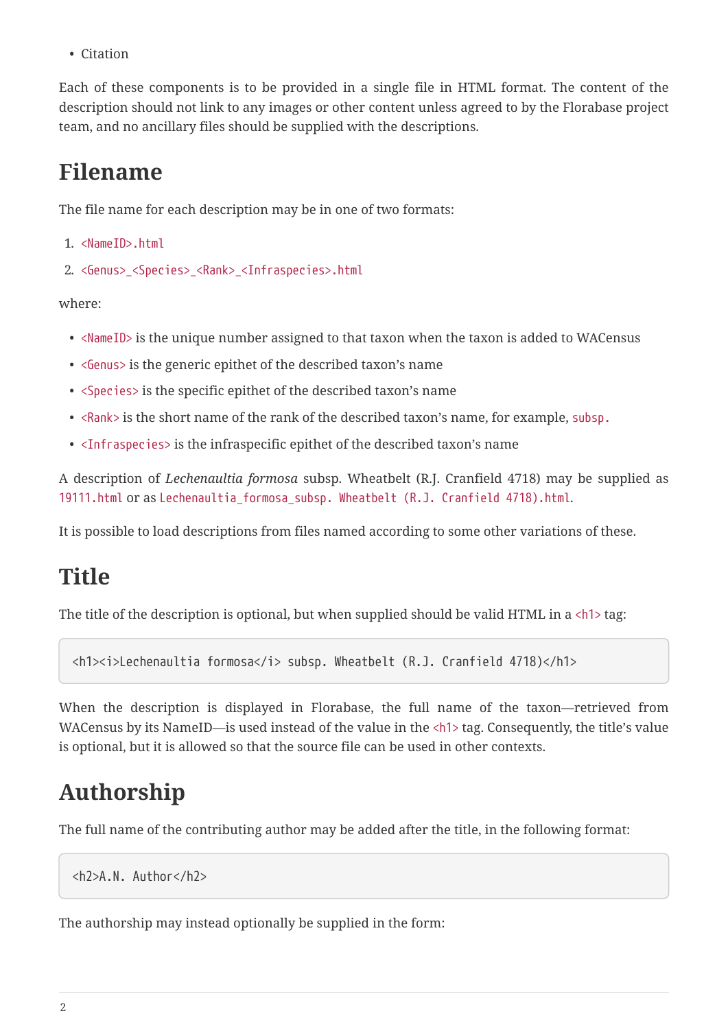- Citation

Each of these components is to be provided in a single file in HTML format. The content of the description should not link to any images or other content unless agreed to by the Florabase project team, and no ancillary files should be supplied with the descriptions.

# Filename

The file name for each description may be in one of two formats:

1. `<NameID>.html`
2. `<Genus>_<Species>_<Rank>_<Infraspecies>.html`

where:

- `<NameID>` is the unique number assigned to that taxon when the taxon is added to WACensus
- `<Genus>` is the generic epithet of the described taxon's name
- `<Species>` is the specific epithet of the described taxon's name
- `<Rank>` is the short name of the rank of the described taxon's name, for example, `subsp.`
- `<Infraspecies>` is the infraspecific epithet of the described taxon's name

A description of *Lechenaultia formosa* subsp. Wheatbelt (R.J. Cranfield 4718) may be supplied as `19111.html` or as `Lechenaultia_formosa_subsp. Wheatbelt (R.J. Cranfield 4718).html`.

It is possible to load descriptions from files named according to some other variations of these.

# Title

The title of the description is optional, but when supplied should be valid HTML in a `<h1>` tag:

```
<h1><i>Lechenaultia formosa</i> subsp. Wheatbelt (R.J. Cranfield 4718)</h1>
```

When the description is displayed in Florabase, the full name of the taxon—retrieved from WACensus by its NameID—is used instead of the value in the `<h1>` tag. Consequently, the title's value is optional, but it is allowed so that the source file can be used in other contexts.

# Authorship

The full name of the contributing author may be added after the title, in the following format:

```
<h2>A.N. Author</h2>
```

The authorship may instead optionally be supplied in the form: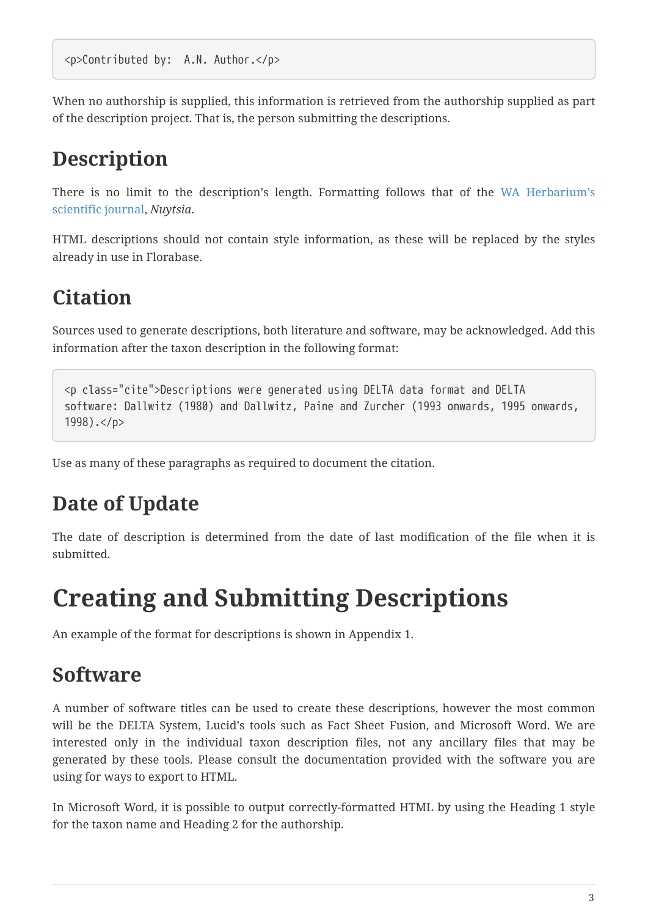```
<p>Contributed by:  A.N. Author.</p>
```

When no authorship is supplied, this information is retrieved from the authorship supplied as part of the description project. That is, the person submitting the descriptions.

## Description

There is no limit to the description's length. Formatting follows that of the WA Herbarium's scientific journal, *Nuytsia*.

HTML descriptions should not contain style information, as these will be replaced by the styles already in use in Florabase.

## Citation

Sources used to generate descriptions, both literature and software, may be acknowledged. Add this information after the taxon description in the following format:

```
<p class="cite">Descriptions were generated using DELTA data format and DELTA software: Dallwitz (1980) and Dallwitz, Paine and Zurcher (1993 onwards, 1995 onwards, 1998).</p>
```

Use as many of these paragraphs as required to document the citation.

## Date of Update

The date of description is determined from the date of last modification of the file when it is submitted.

# Creating and Submitting Descriptions

An example of the format for descriptions is shown in Appendix 1.

## Software

A number of software titles can be used to create these descriptions, however the most common will be the DELTA System, Lucid's tools such as Fact Sheet Fusion, and Microsoft Word. We are interested only in the individual taxon description files, not any ancillary files that may be generated by these tools. Please consult the documentation provided with the software you are using for ways to export to HTML.

In Microsoft Word, it is possible to output correctly-formatted HTML by using the Heading 1 style for the taxon name and Heading 2 for the authorship.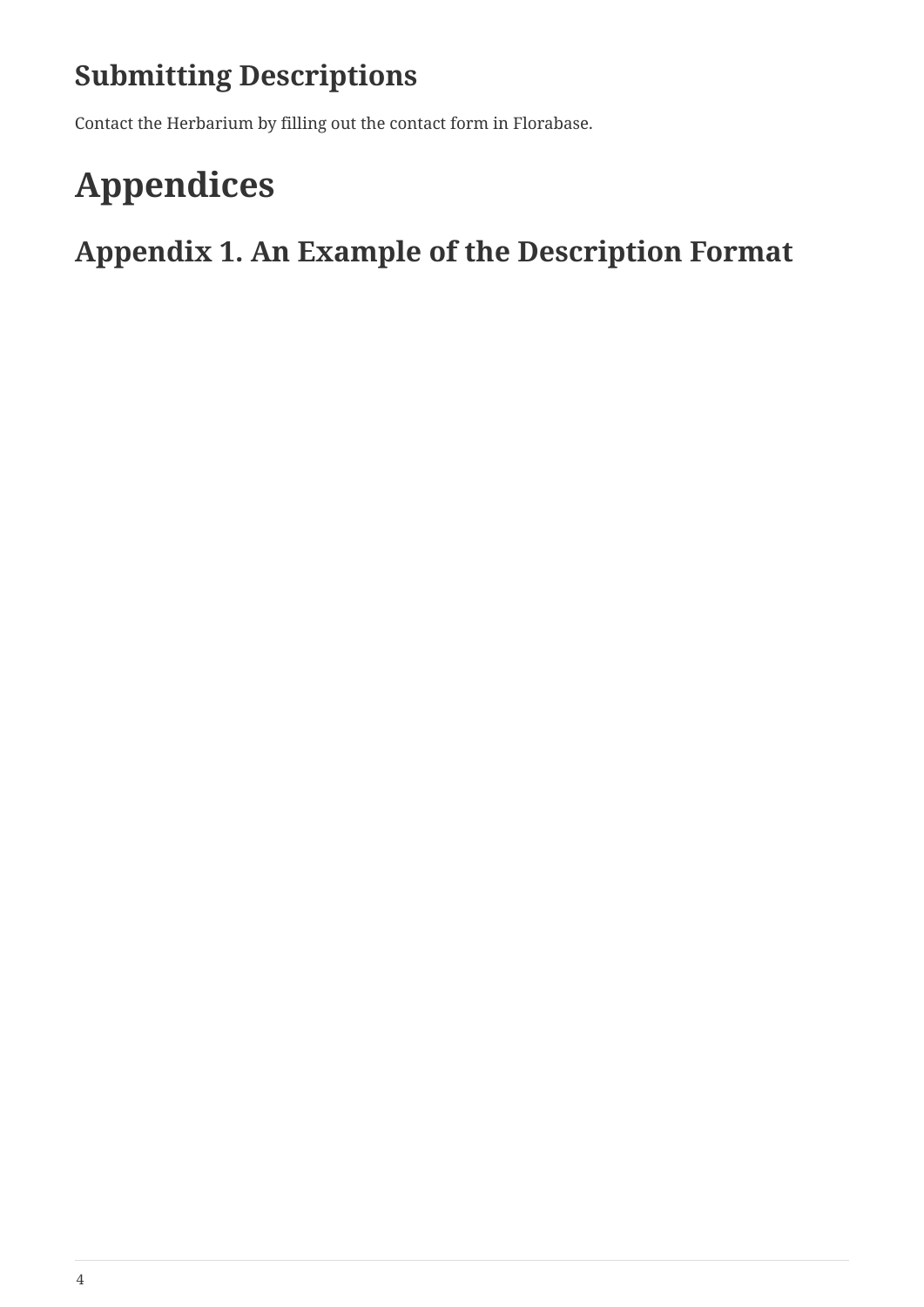## Submitting Descriptions

Contact the Herbarium by filling out the contact form in Florabase.

# Appendices

## Appendix 1. An Example of the Description Format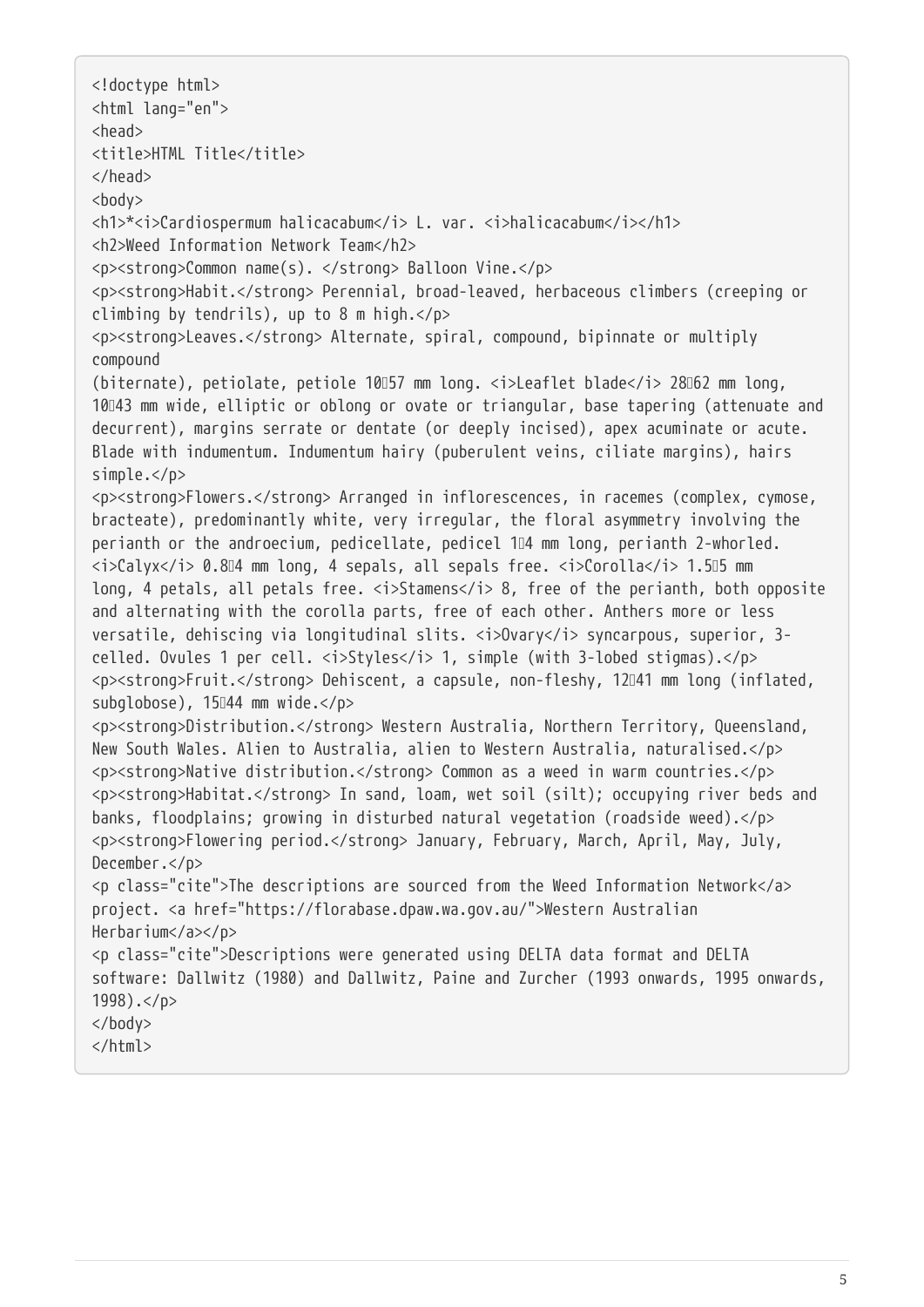```
<!doctype html>
<html lang="en">
<head>
<title>HTML Title</title>
</head>
<body>
<h1>*<i>Cardiospermum halicacabum</i> L. var. <i>halicacabum</i></h1>
<h2>Weed Information Network Team</h2>
<p><strong>Common name(s). </strong> Balloon Vine.</p>
<p><strong>Habit.</strong> Perennial, broad-leaved, herbaceous climbers (creeping or
climbing by tendrils), up to 8 m high.</p>
<p><strong>Leaves.</strong> Alternate, spiral, compound, bipinnate or multiply
compound
(biternate), petiolate, petiole 10–57 mm long. <i>Leaflet blade</i> 28–62 mm long,
10–43 mm wide, elliptic or oblong or ovate or triangular, base tapering (attenuate and
decurrent), margins serrate or dentate (or deeply incised), apex acuminate or acute.
Blade with indumentum. Indumentum hairy (puberulent veins, ciliate margins), hairs
simple.</p>
<p><strong>Flowers.</strong> Arranged in inflorescences, in racemes (complex, cymose,
bracteate), predominantly white, very irregular, the floral asymmetry involving the
perianth or the androecium, pedicellate, pedicel 1–4 mm long, perianth 2-whorled.
<i>Calyx</i> 0.8–4 mm long, 4 sepals, all sepals free. <i>Corolla</i> 1.5–5 mm
long, 4 petals, all petals free. <i>Stamens</i> 8, free of the perianth, both opposite
and alternating with the corolla parts, free of each other. Anthers more or less
versatile, dehiscing via longitudinal slits. <i>Ovary</i> syncarpous, superior, 3-
celled. Ovules 1 per cell. <i>Styles</i> 1, simple (with 3-lobed stigmas).</p>
<p><strong>Fruit.</strong> Dehiscent, a capsule, non-fleshy, 12–41 mm long (inflated,
subglobose), 15–44 mm wide.</p>
<p><strong>Distribution.</strong> Western Australia, Northern Territory, Queensland,
New South Wales. Alien to Australia, alien to Western Australia, naturalised.</p>
<p><strong>Native distribution.</strong> Common as a weed in warm countries.</p>
<p><strong>Habitat.</strong> In sand, loam, wet soil (silt); occupying river beds and
banks, floodplains; growing in disturbed natural vegetation (roadside weed).</p>
<p><strong>Flowering period.</strong> January, February, March, April, May, July,
December.</p>
<p class="cite">The descriptions are sourced from the Weed Information Network</a>
project. <a href="https://florabase.dpaw.wa.gov.au/">Western Australian
Herbarium</a></p>
<p class="cite">Descriptions were generated using DELTA data format and DELTA
software: Dallwitz (1980) and Dallwitz, Paine and Zurcher (1993 onwards, 1995 onwards,
1998).</p>
</body>
</html>
```